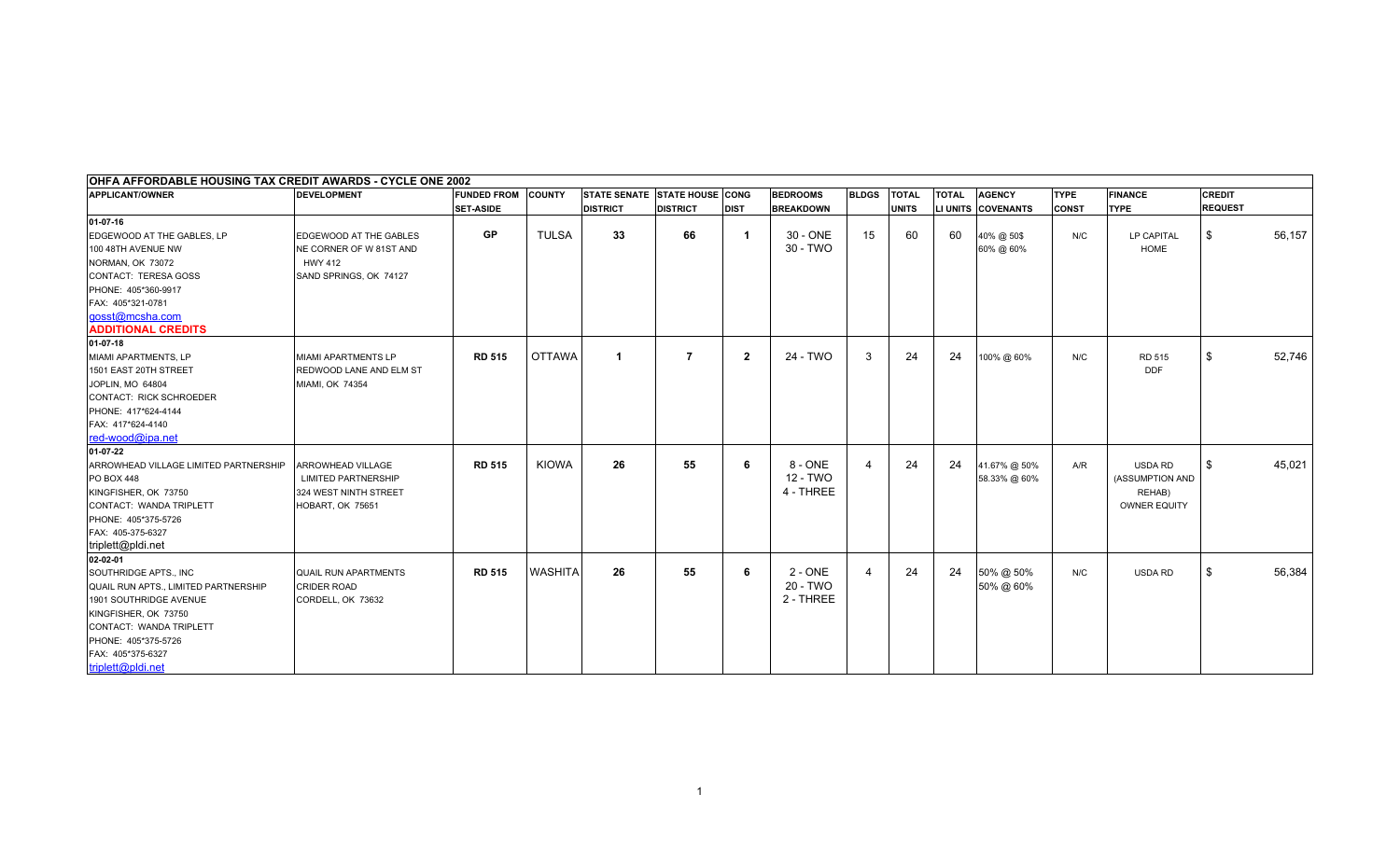**OHFA AFFORDABLE HOUSING TAX CREDIT AWARDS - CYCLE ONE 2002**

| APPLICANT/OWNER | DEVELOPMENT | FUNDED FROM SET-ASIDE | COUNTY | STATE SENATE DISTRICT | STATE HOUSE DISTRICT | CONG DIST | BEDROOMS BREAKDOWN | BLDGS | TOTAL UNITS | TOTAL LI UNITS | AGENCY COVENANTS | TYPE CONST | FINANCE TYPE | CREDIT REQUEST |
|---|---|---|---|---|---|---|---|---|---|---|---|---|---|---|
| 01-07-16<br>EDGEWOOD AT THE GABLES, LP<br>100 48TH AVENUE NW<br>NORMAN, OK 73072<br>CONTACT: TERESA GOSS<br>PHONE: 405*360-9917<br>FAX: 405*321-0781<br>gosst@mcsha.com<br>**ADDITIONAL CREDITS** | EDGEWOOD AT THE GABLES<br>NE CORNER OF W 81ST AND HWY 412<br>SAND SPRINGS, OK 74127 | **GP** | TULSA | **33** | **66** | **1** | 30 - ONE<br>30 - TWO | 15 | 60 | 60 | 40% @ 50$<br>60% @ 60% | N/C | LP CAPITAL<br>HOME | $ 56,157 |
| 01-07-18<br>MIAMI APARTMENTS, LP<br>1501 EAST 20TH STREET<br>JOPLIN, MO 64804<br>CONTACT: RICK SCHROEDER<br>PHONE: 417*624-4144<br>FAX: 417*624-4140<br>red-wood@ipa.net | MIAMI APARTMENTS LP<br>REDWOOD LANE AND ELM ST<br>MIAMI, OK 74354 | **RD 515** | OTTAWA | **1** | **7** | **2** | 24 - TWO | 3 | 24 | 24 | 100% @ 60% | N/C | RD 515<br>DDF | $ 52,746 |
| 01-07-22<br>ARROWHEAD VILLAGE LIMITED PARTNERSHIP<br>PO BOX 448<br>KINGFISHER, OK 73750<br>CONTACT: WANDA TRIPLETT<br>PHONE: 405*375-5726<br>FAX: 405-375-6327<br>triplett@pldi.net | ARROWHEAD VILLAGE<br>LIMITED PARTNERSHIP<br>324 WEST NINTH STREET<br>HOBART, OK 75651 | **RD 515** | KIOWA | **26** | **55** | **6** | 8 - ONE<br>12 - TWO<br>4 - THREE | 4 | 24 | 24 | 41.67% @ 50%<br>58.33% @ 60% | A/R | USDA RD<br>(ASSUMPTION AND REHAB)<br>OWNER EQUITY | $ 45,021 |
| 02-02-01<br>SOUTHRIDGE APTS., INC<br>QUAIL RUN APTS., LIMITED PARTNERSHIP<br>1901 SOUTHRIDGE AVENUE<br>KINGFISHER, OK 73750<br>CONTACT: WANDA TRIPLETT<br>PHONE: 405*375-5726<br>FAX: 405*375-6327<br>triplett@pldi.net | QUAIL RUN APARTMENTS<br>CRIDER ROAD<br>CORDELL, OK 73632 | **RD 515** | WASHITA | **26** | **55** | **6** | 2 - ONE<br>20 - TWO<br>2 - THREE | 4 | 24 | 24 | 50% @ 50%<br>50% @ 60% | N/C | USDA RD | $ 56,384 |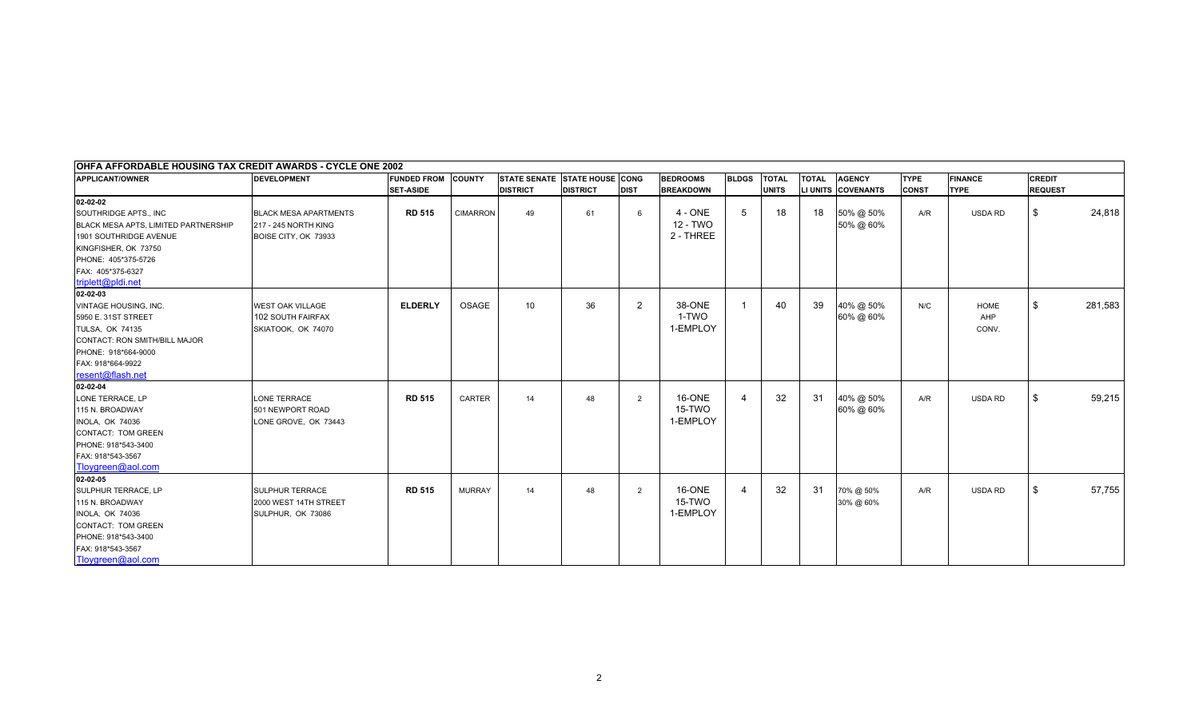## OHFA AFFORDABLE HOUSING TAX CREDIT AWARDS - CYCLE ONE 2002

| APPLICANT/OWNER | DEVELOPMENT | FUNDED FROM SET-ASIDE | COUNTY | STATE SENATE DISTRICT | STATE HOUSE DISTRICT | CONG DIST | BEDROOMS BREAKDOWN | BLDGS | TOTAL UNITS | TOTAL LI UNITS | AGENCY COVENANTS | TYPE CONST | FINANCE TYPE | CREDIT REQUEST |
|---|---|---|---|---|---|---|---|---|---|---|---|---|---|---|
| 02-02-02<br>SOUTHRIDGE APTS., INC<br>BLACK MESA APTS, LIMITED PARTNERSHIP<br>1901 SOUTHRIDGE AVENUE<br>KINGFISHER, OK 73750<br>PHONE: 405*375-5726<br>FAX: 405*375-6327<br>triplett@pldi.net | BLACK MESA APARTMENTS<br>217 - 245 NORTH KING<br>BOISE CITY, OK 73933 | **RD 515** | CIMARRON | 49 | 61 | 6 | 4 - ONE<br>12 - TWO<br>2 - THREE | 5 | 18 | 18 | 50% @ 50%<br>50% @ 60% | A/R | USDA RD | $ 24,818 |
| 02-02-03<br>VINTAGE HOUSING, INC.<br>5950 E. 31ST STREET<br>TULSA, OK 74135<br>CONTACT: RON SMITH/BILL MAJOR<br>PHONE: 918*664-9000<br>FAX: 918*664-9922<br>resent@flash.net | WEST OAK VILLAGE<br>102 SOUTH FAIRFAX<br>SKIATOOK, OK 74070 | **ELDERLY** | OSAGE | 10 | 36 | 2 | 38-ONE<br>1-TWO<br>1-EMPLOY | 1 | 40 | 39 | 40% @ 50%<br>60% @ 60% | N/C | HOME<br>AHP<br>CONV. | $ 281,583 |
| 02-02-04<br>LONE TERRACE, LP<br>115 N. BROADWAY<br>INOLA, OK 74036<br>CONTACT: TOM GREEN<br>PHONE: 918*543-3400<br>FAX: 918*543-3567<br>Tloygreen@aol.com | LONE TERRACE<br>501 NEWPORT ROAD<br>LONE GROVE, OK 73443 | **RD 515** | CARTER | 14 | 48 | 2 | 16-ONE<br>15-TWO<br>1-EMPLOY | 4 | 32 | 31 | 40% @ 50%<br>60% @ 60% | A/R | USDA RD | $ 59,215 |
| 02-02-05<br>SULPHUR TERRACE, LP<br>115 N. BROADWAY<br>INOLA, OK 74036<br>CONTACT: TOM GREEN<br>PHONE: 918*543-3400<br>FAX: 918*543-3567<br>Tloygreen@aol.com | SULPHUR TERRACE<br>2000 WEST 14TH STREET<br>SULPHUR, OK 73086 | **RD 515** | MURRAY | 14 | 48 | 2 | 16-ONE<br>15-TWO<br>1-EMPLOY | 4 | 32 | 31 | 70% @ 50%<br>30% @ 60% | A/R | USDA RD | $ 57,755 |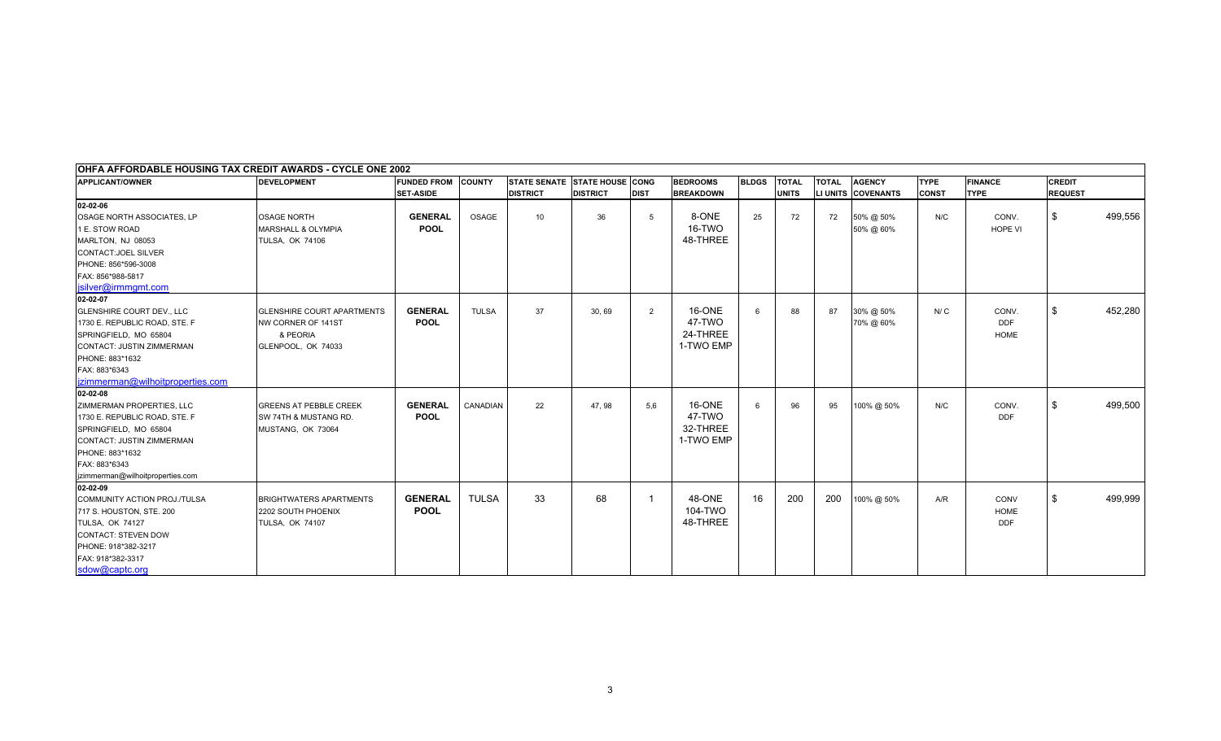**OHFA AFFORDABLE HOUSING TAX CREDIT AWARDS - CYCLE ONE 2002**

| APPLICANT/OWNER | DEVELOPMENT | FUNDED FROM SET-ASIDE | COUNTY | STATE SENATE DISTRICT | STATE HOUSE DISTRICT | CONG DIST | BEDROOMS BREAKDOWN | BLDGS | TOTAL UNITS | TOTAL LI UNITS | AGENCY COVENANTS | TYPE CONST | FINANCE TYPE | CREDIT REQUEST |
|---|---|---|---|---|---|---|---|---|---|---|---|---|---|---|
| **02-02-06**<br>OSAGE NORTH ASSOCIATES, LP<br>1 E. STOW ROAD<br>MARLTON, NJ 08053<br>CONTACT:JOEL SILVER<br>PHONE: 856*596-3008<br>FAX: 856*988-5817<br>jsilver@irmmgmt.com | OSAGE NORTH<br>MARSHALL & OLYMPIA<br>TULSA, OK 74106 | **GENERAL POOL** | OSAGE | 10 | 36 | 5 | 8-ONE<br>16-TWO<br>48-THREE | 25 | 72 | 72 | 50% @ 50%<br>50% @ 60% | N/C | CONV.<br>HOPE VI | $ 499,556 |
| **02-02-07**<br>GLENSHIRE COURT DEV., LLC<br>1730 E. REPUBLIC ROAD, STE. F<br>SPRINGFIELD, MO 65804<br>CONTACT: JUSTIN ZIMMERMAN<br>PHONE: 883*1632<br>FAX: 883*6343<br>jzimmerman@wilhoitproperties.com | GLENSHIRE COURT APARTMENTS<br>NW CORNER OF 141ST<br>& PEORIA<br>GLENPOOL, OK 74033 | **GENERAL POOL** | TULSA | 37 | 30, 69 | 2 | 16-ONE<br>47-TWO<br>24-THREE<br>1-TWO EMP | 6 | 88 | 87 | 30% @ 50%<br>70% @ 60% | N/ C | CONV.<br>DDF<br>HOME | $ 452,280 |
| **02-02-08**<br>ZIMMERMAN PROPERTIES, LLC<br>1730 E. REPUBLIC ROAD, STE. F<br>SPRINGFIELD, MO 65804<br>CONTACT: JUSTIN ZIMMERMAN<br>PHONE: 883*1632<br>FAX: 883*6343<br>jzimmerman@wilhoitproperties.com | GREENS AT PEBBLE CREEK<br>SW 74TH & MUSTANG RD.<br>MUSTANG, OK 73064 | **GENERAL POOL** | CANADIAN | 22 | 47, 98 | 5,6 | 16-ONE<br>47-TWO<br>32-THREE<br>1-TWO EMP | 6 | 96 | 95 | 100% @ 50% | N/C | CONV.<br>DDF | $ 499,500 |
| **02-02-09**<br>COMMUNITY ACTION PROJ./TULSA<br>717 S. HOUSTON, STE. 200<br>TULSA, OK 74127<br>CONTACT: STEVEN DOW<br>PHONE: 918*382-3217<br>FAX: 918*382-3317<br>sdow@captc.org | BRIGHTWATERS APARTMENTS<br>2202 SOUTH PHOENIX<br>TULSA, OK 74107 | **GENERAL POOL** | TULSA | 33 | 68 | 1 | 48-ONE<br>104-TWO<br>48-THREE | 16 | 200 | 200 | 100% @ 50% | A/R | CONV<br>HOME<br>DDF | $ 499,999 |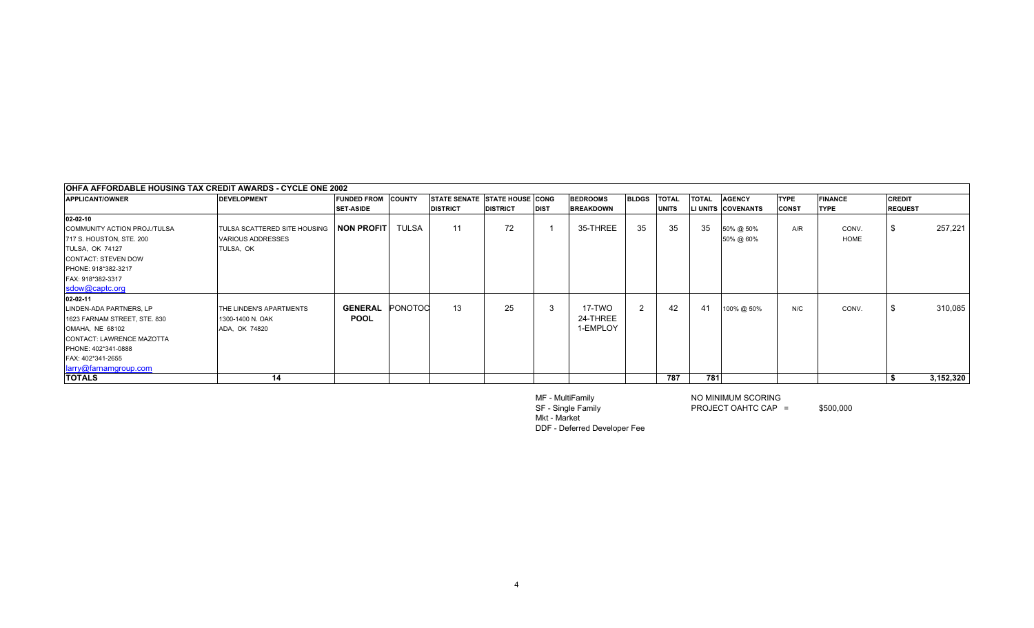**OHFA AFFORDABLE HOUSING TAX CREDIT AWARDS - CYCLE ONE 2002**

| APPLICANT/OWNER | DEVELOPMENT | FUNDED FROM SET-ASIDE | COUNTY | STATE SENATE DISTRICT | STATE HOUSE DISTRICT | CONG DIST | BEDROOMS BREAKDOWN | BLDGS | TOTAL UNITS | TOTAL LI UNITS | AGENCY COVENANTS | TYPE CONST | FINANCE TYPE | CREDIT REQUEST |
|---|---|---|---|---|---|---|---|---|---|---|---|---|---|---|
| 02-02-10<br>COMMUNITY ACTION PROJ./TULSA<br>717 S. HOUSTON, STE. 200<br>TULSA, OK 74127<br>CONTACT: STEVEN DOW<br>PHONE: 918*382-3217<br>FAX: 918*382-3317<br>sdow@captc.org | TULSA SCATTERED SITE HOUSING<br>VARIOUS ADDRESSES<br>TULSA, OK | **NON PROFIT** | TULSA | 11 | 72 | 1 | 35-THREE | 35 | 35 | 35 | 50% @ 50%<br>50% @ 60% | A/R | CONV.<br>HOME | $ 257,221 |
| 02-02-11<br>LINDEN-ADA PARTNERS, LP<br>1623 FARNAM STREET, STE. 830<br>OMAHA, NE 68102<br>CONTACT: LAWRENCE MAZOTTA<br>PHONE: 402*341-0888<br>FAX: 402*341-2655<br>larry@farnamgroup.com | THE LINDEN'S APARTMENTS<br>1300-1400 N. OAK<br>ADA, OK 74820 | **GENERAL POOL** | PONOTOC | 13 | 25 | 3 | 17-TWO<br>24-THREE<br>1-EMPLOY | 2 | 42 | 41 | 100% @ 50% | N/C | CONV. | $ 310,085 |
| **TOTALS** | **14** | | | | | | | | 787 | 781 | | | | **$ 3,152,320** |

MF - MultiFamily
SF - Single Family
Mkt - Market
DDF - Deferred Developer Fee

NO MINIMUM SCORING
PROJECT OAHTC CAP = $500,000